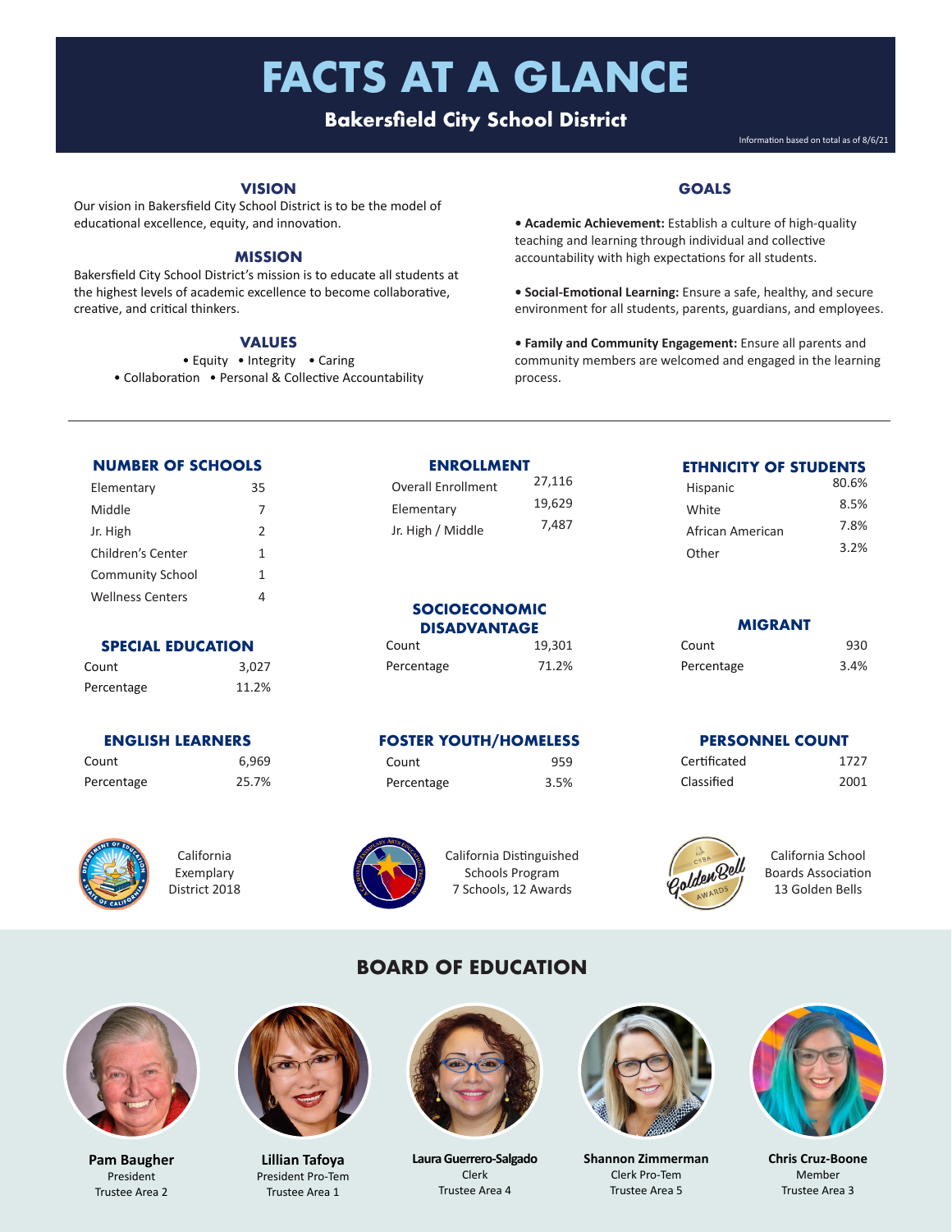# FACTS AT A GLANCE

## Bakersfield City School District

Information based on total as of 8/6/21

### VISION

Our vision in Bakersfield City School District is to be the model of educational excellence, equity, and innovation.

### MISSION

Bakersfield City School District's mission is to educate all students at the highest levels of academic excellence to become collaborative, creative, and critical thinkers.

### VALUES

• Equity • Integrity • Caring
• Collaboration • Personal & Collective Accountability

### GOALS

• **Academic Achievement:** Establish a culture of high-quality teaching and learning through individual and collective accountability with high expectations for all students.

• **Social-Emotional Learning:** Ensure a safe, healthy, and secure environment for all students, parents, guardians, and employees.

• **Family and Community Engagement:** Ensure all parents and community members are welcomed and engaged in the learning process.

---

### NUMBER OF SCHOOLS

| | |
|---|---|
| Elementary | 35 |
| Middle | 7 |
| Jr. High | 2 |
| Children's Center | 1 |
| Community School | 1 |
| Wellness Centers | 4 |

### ENROLLMENT

| | |
|---|---|
| Overall Enrollment | 27,116 |
| Elementary | 19,629 |
| Jr. High / Middle | 7,487 |

### ETHNICITY OF STUDENTS

| | |
|---|---|
| Hispanic | 80.6% |
| White | 8.5% |
| African American | 7.8% |
| Other | 3.2% |

### SPECIAL EDUCATION

| | |
|---|---|
| Count | 3,027 |
| Percentage | 11.2% |

### SOCIOECONOMIC DISADVANTAGE

| | |
|---|---|
| Count | 19,301 |
| Percentage | 71.2% |

### MIGRANT

| | |
|---|---|
| Count | 930 |
| Percentage | 3.4% |

### ENGLISH LEARNERS

| | |
|---|---|
| Count | 6,969 |
| Percentage | 25.7% |

### FOSTER YOUTH/HOMELESS

| | |
|---|---|
| Count | 959 |
| Percentage | 3.5% |

### PERSONNEL COUNT

| | |
|---|---|
| Certificated | 1727 |
| Classified | 2001 |

California Exemplary District 2018

California Distinguished Schools Program
7 Schools, 12 Awards

California School Boards Association
13 Golden Bells

## BOARD OF EDUCATION

**Pam Baugher**
President
Trustee Area 2

**Lillian Tafoya**
President Pro-Tem
Trustee Area 1

**Laura Guerrero-Salgado**
Clerk
Trustee Area 4

**Shannon Zimmerman**
Clerk Pro-Tem
Trustee Area 5

**Chris Cruz-Boone**
Member
Trustee Area 3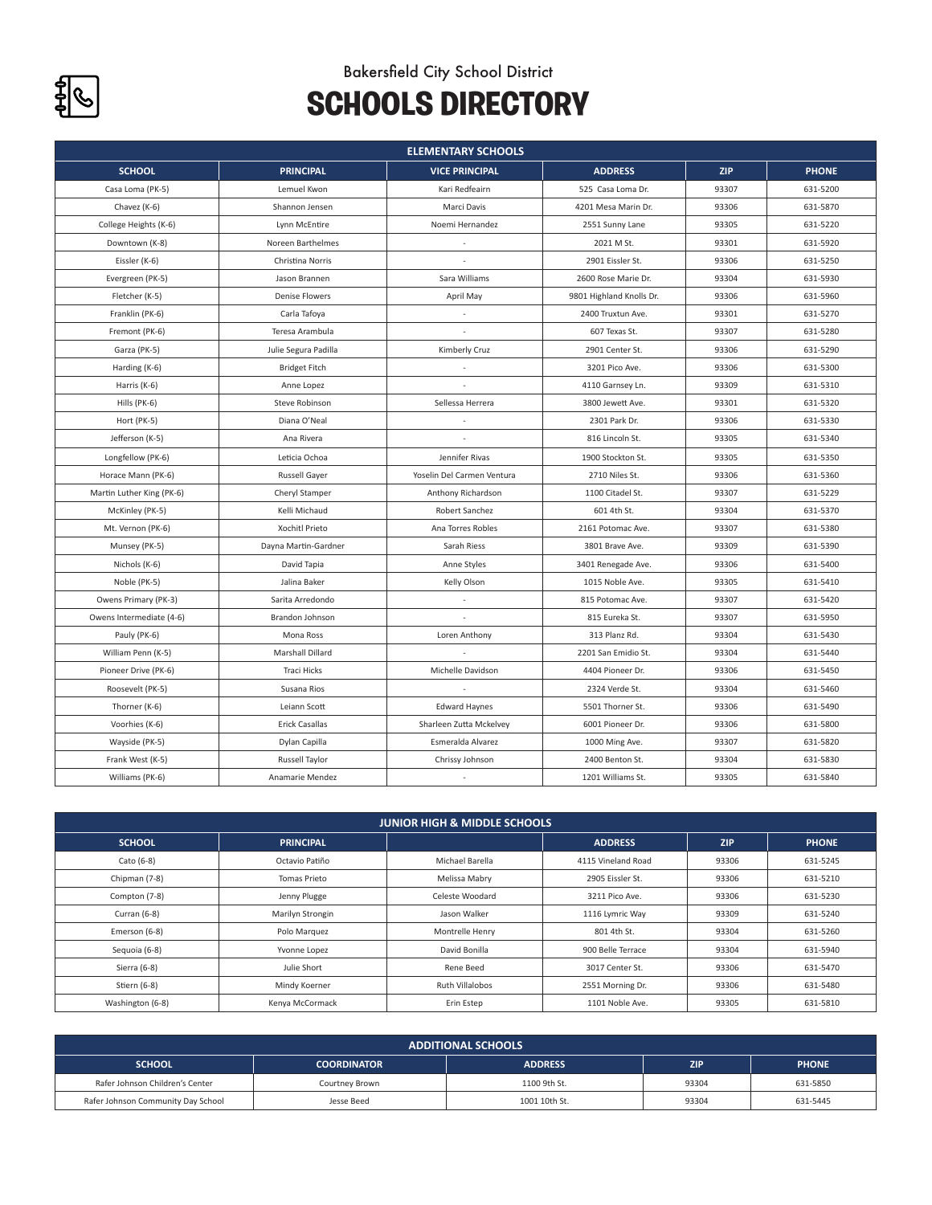Bakersfield City School District

# SCHOOLS DIRECTORY

| ELEMENTARY SCHOOLS | | | | | |
|---|---|---|---|---|---|
| **SCHOOL** | **PRINCIPAL** | **VICE PRINCIPAL** | **ADDRESS** | **ZIP** | **PHONE** |
| Casa Loma (PK-5) | Lemuel Kwon | Kari Redfeairn | 525 Casa Loma Dr. | 93307 | 631-5200 |
| Chavez (K-6) | Shannon Jensen | Marci Davis | 4201 Mesa Marin Dr. | 93306 | 631-5870 |
| College Heights (K-6) | Lynn McEntire | Noemi Hernandez | 2551 Sunny Lane | 93305 | 631-5220 |
| Downtown (K-8) | Noreen Barthelmes | - | 2021 M St. | 93301 | 631-5920 |
| Eissler (K-6) | Christina Norris | - | 2901 Eissler St. | 93306 | 631-5250 |
| Evergreen (PK-5) | Jason Brannen | Sara Williams | 2600 Rose Marie Dr. | 93304 | 631-5930 |
| Fletcher (K-5) | Denise Flowers | April May | 9801 Highland Knolls Dr. | 93306 | 631-5960 |
| Franklin (PK-6) | Carla Tafoya | - | 2400 Truxtun Ave. | 93301 | 631-5270 |
| Fremont (PK-6) | Teresa Arambula | - | 607 Texas St. | 93307 | 631-5280 |
| Garza (PK-5) | Julie Segura Padilla | Kimberly Cruz | 2901 Center St. | 93306 | 631-5290 |
| Harding (K-6) | Bridget Fitch | - | 3201 Pico Ave. | 93306 | 631-5300 |
| Harris (K-6) | Anne Lopez | - | 4110 Garnsey Ln. | 93309 | 631-5310 |
| Hills (PK-6) | Steve Robinson | Sellessa Herrera | 3800 Jewett Ave. | 93301 | 631-5320 |
| Hort (PK-5) | Diana O'Neal | - | 2301 Park Dr. | 93306 | 631-5330 |
| Jefferson (K-5) | Ana Rivera | - | 816 Lincoln St. | 93305 | 631-5340 |
| Longfellow (PK-6) | Leticia Ochoa | Jennifer Rivas | 1900 Stockton St. | 93305 | 631-5350 |
| Horace Mann (PK-6) | Russell Gayer | Yoselin Del Carmen Ventura | 2710 Niles St. | 93306 | 631-5360 |
| Martin Luther King (PK-6) | Cheryl Stamper | Anthony Richardson | 1100 Citadel St. | 93307 | 631-5229 |
| McKinley (PK-5) | Kelli Michaud | Robert Sanchez | 601 4th St. | 93304 | 631-5370 |
| Mt. Vernon (PK-6) | Xochitl Prieto | Ana Torres Robles | 2161 Potomac Ave. | 93307 | 631-5380 |
| Munsey (PK-5) | Dayna Martin-Gardner | Sarah Riess | 3801 Brave Ave. | 93309 | 631-5390 |
| Nichols (K-6) | David Tapia | Anne Styles | 3401 Renegade Ave. | 93306 | 631-5400 |
| Noble (PK-5) | Jalina Baker | Kelly Olson | 1015 Noble Ave. | 93305 | 631-5410 |
| Owens Primary (PK-3) | Sarita Arredondo | - | 815 Potomac Ave. | 93307 | 631-5420 |
| Owens Intermediate (4-6) | Brandon Johnson | - | 815 Eureka St. | 93307 | 631-5950 |
| Pauly (PK-6) | Mona Ross | Loren Anthony | 313 Planz Rd. | 93304 | 631-5430 |
| William Penn (K-5) | Marshall Dillard | - | 2201 San Emidio St. | 93304 | 631-5440 |
| Pioneer Drive (PK-6) | Traci Hicks | Michelle Davidson | 4404 Pioneer Dr. | 93306 | 631-5450 |
| Roosevelt (PK-5) | Susana Rios | - | 2324 Verde St. | 93304 | 631-5460 |
| Thorner (K-6) | Leiann Scott | Edward Haynes | 5501 Thorner St. | 93306 | 631-5490 |
| Voorhies (K-6) | Erick Casallas | Sharleen Zutta Mckelvey | 6001 Pioneer Dr. | 93306 | 631-5800 |
| Wayside (PK-5) | Dylan Capilla | Esmeralda Alvarez | 1000 Ming Ave. | 93307 | 631-5820 |
| Frank West (K-5) | Russell Taylor | Chrissy Johnson | 2400 Benton St. | 93304 | 631-5830 |
| Williams (PK-6) | Anamarie Mendez | - | 1201 Williams St. | 93305 | 631-5840 |

| JUNIOR HIGH & MIDDLE SCHOOLS | | | | | |
|---|---|---|---|---|---|
| **SCHOOL** | **PRINCIPAL** | | **ADDRESS** | **ZIP** | **PHONE** |
| Cato (6-8) | Octavio Patiño | Michael Barella | 4115 Vineland Road | 93306 | 631-5245 |
| Chipman (7-8) | Tomas Prieto | Melissa Mabry | 2905 Eissler St. | 93306 | 631-5210 |
| Compton (7-8) | Jenny Plugge | Celeste Woodard | 3211 Pico Ave. | 93306 | 631-5230 |
| Curran (6-8) | Marilyn Strongin | Jason Walker | 1116 Lymric Way | 93309 | 631-5240 |
| Emerson (6-8) | Polo Marquez | Montrelle Henry | 801 4th St. | 93304 | 631-5260 |
| Sequoia (6-8) | Yvonne Lopez | David Bonilla | 900 Belle Terrace | 93304 | 631-5940 |
| Sierra (6-8) | Julie Short | Rene Beed | 3017 Center St. | 93306 | 631-5470 |
| Stiern (6-8) | Mindy Koerner | Ruth Villalobos | 2551 Morning Dr. | 93306 | 631-5480 |
| Washington (6-8) | Kenya McCormack | Erin Estep | 1101 Noble Ave. | 93305 | 631-5810 |

| ADDITIONAL SCHOOLS | | | | |
|---|---|---|---|---|
| **SCHOOL** | **COORDINATOR** | **ADDRESS** | **ZIP** | **PHONE** |
| Rafer Johnson Children's Center | Courtney Brown | 1100 9th St. | 93304 | 631-5850 |
| Rafer Johnson Community Day School | Jesse Beed | 1001 10th St. | 93304 | 631-5445 |